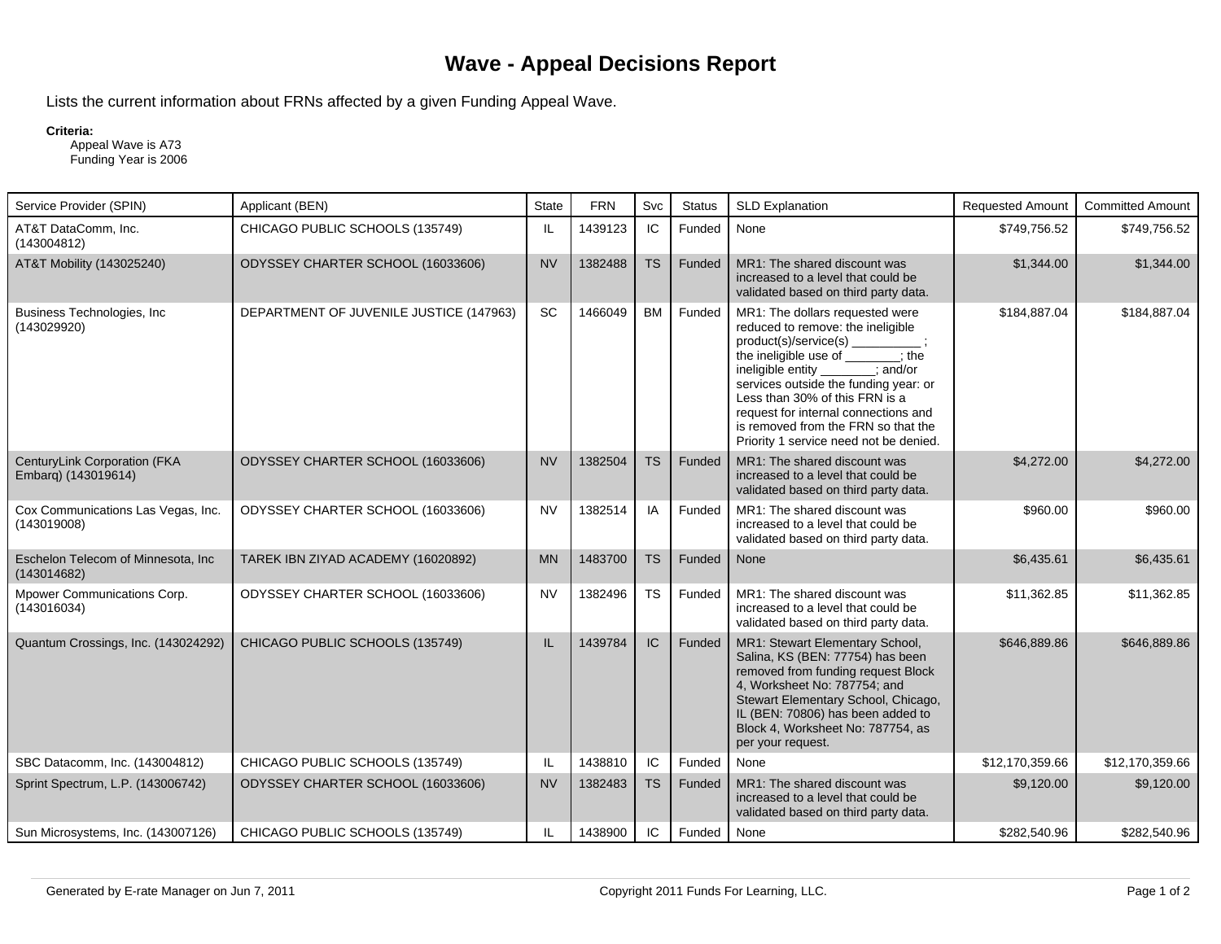# Wave - Appeal Decisions Report

Lists the current information about FRNs affected by a given Funding Appeal Wave.

**Criteria:**
Appeal Wave is A73
Funding Year is 2006

| Service Provider (SPIN) | Applicant (BEN) | State | FRN | Svc | Status | SLD Explanation | Requested Amount | Committed Amount |
|---|---|---|---|---|---|---|---|---|
| AT&T DataComm, Inc. (143004812) | CHICAGO PUBLIC SCHOOLS (135749) | IL | 1439123 | IC | Funded | None | $749,756.52 | $749,756.52 |
| AT&T Mobility (143025240) | ODYSSEY CHARTER SCHOOL (16033606) | NV | 1382488 | TS | Funded | MR1: The shared discount was increased to a level that could be validated based on third party data. | $1,344.00 | $1,344.00 |
| Business Technologies, Inc (143029920) | DEPARTMENT OF JUVENILE JUSTICE (147963) | SC | 1466049 | BM | Funded | MR1: The dollars requested were reduced to remove: the ineligible product(s)/service(s) __________ ; the ineligible use of ________; the ineligible entity ________; and/or services outside the funding year: or Less than 30% of this FRN is a request for internal connections and is removed from the FRN so that the Priority 1 service need not be denied. | $184,887.04 | $184,887.04 |
| CenturyLink Corporation (FKA Embarq) (143019614) | ODYSSEY CHARTER SCHOOL (16033606) | NV | 1382504 | TS | Funded | MR1: The shared discount was increased to a level that could be validated based on third party data. | $4,272.00 | $4,272.00 |
| Cox Communications Las Vegas, Inc. (143019008) | ODYSSEY CHARTER SCHOOL (16033606) | NV | 1382514 | IA | Funded | MR1: The shared discount was increased to a level that could be validated based on third party data. | $960.00 | $960.00 |
| Eschelon Telecom of Minnesota, Inc (143014682) | TAREK IBN ZIYAD ACADEMY (16020892) | MN | 1483700 | TS | Funded | None | $6,435.61 | $6,435.61 |
| Mpower Communications Corp. (143016034) | ODYSSEY CHARTER SCHOOL (16033606) | NV | 1382496 | TS | Funded | MR1: The shared discount was increased to a level that could be validated based on third party data. | $11,362.85 | $11,362.85 |
| Quantum Crossings, Inc. (143024292) | CHICAGO PUBLIC SCHOOLS (135749) | IL | 1439784 | IC | Funded | MR1: Stewart Elementary School, Salina, KS (BEN: 77754) has been removed from funding request Block 4, Worksheet No: 787754; and Stewart Elementary School, Chicago, IL (BEN: 70806) has been added to Block 4, Worksheet No: 787754, as per your request. | $646,889.86 | $646,889.86 |
| SBC Datacomm, Inc. (143004812) | CHICAGO PUBLIC SCHOOLS (135749) | IL | 1438810 | IC | Funded | None | $12,170,359.66 | $12,170,359.66 |
| Sprint Spectrum, L.P. (143006742) | ODYSSEY CHARTER SCHOOL (16033606) | NV | 1382483 | TS | Funded | MR1: The shared discount was increased to a level that could be validated based on third party data. | $9,120.00 | $9,120.00 |
| Sun Microsystems, Inc. (143007126) | CHICAGO PUBLIC SCHOOLS (135749) | IL | 1438900 | IC | Funded | None | $282,540.96 | $282,540.96 |

Generated by E-rate Manager on Jun 7, 2011 Copyright 2011 Funds For Learning, LLC.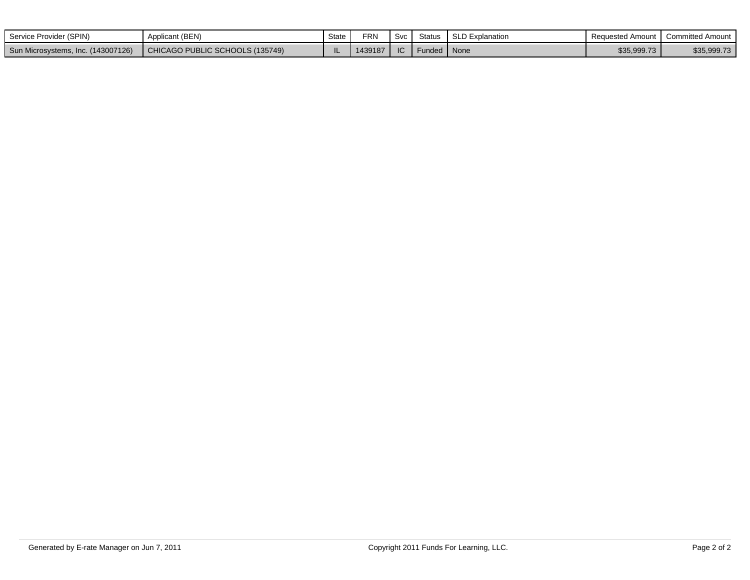| Service Provider (SPIN) | Applicant (BEN) | State | FRN | Svc | Status | SLD Explanation | Requested Amount | Committed Amount |
|---|---|---|---|---|---|---|---|---|
| Sun Microsystems, Inc. (143007126) | CHICAGO PUBLIC SCHOOLS (135749) | IL | 1439187 | IC | Funded | None | $35,999.73 | $35,999.73 |

Generated by E-rate Manager on Jun 7, 2011

Copyright 2011 Funds For Learning, LLC.